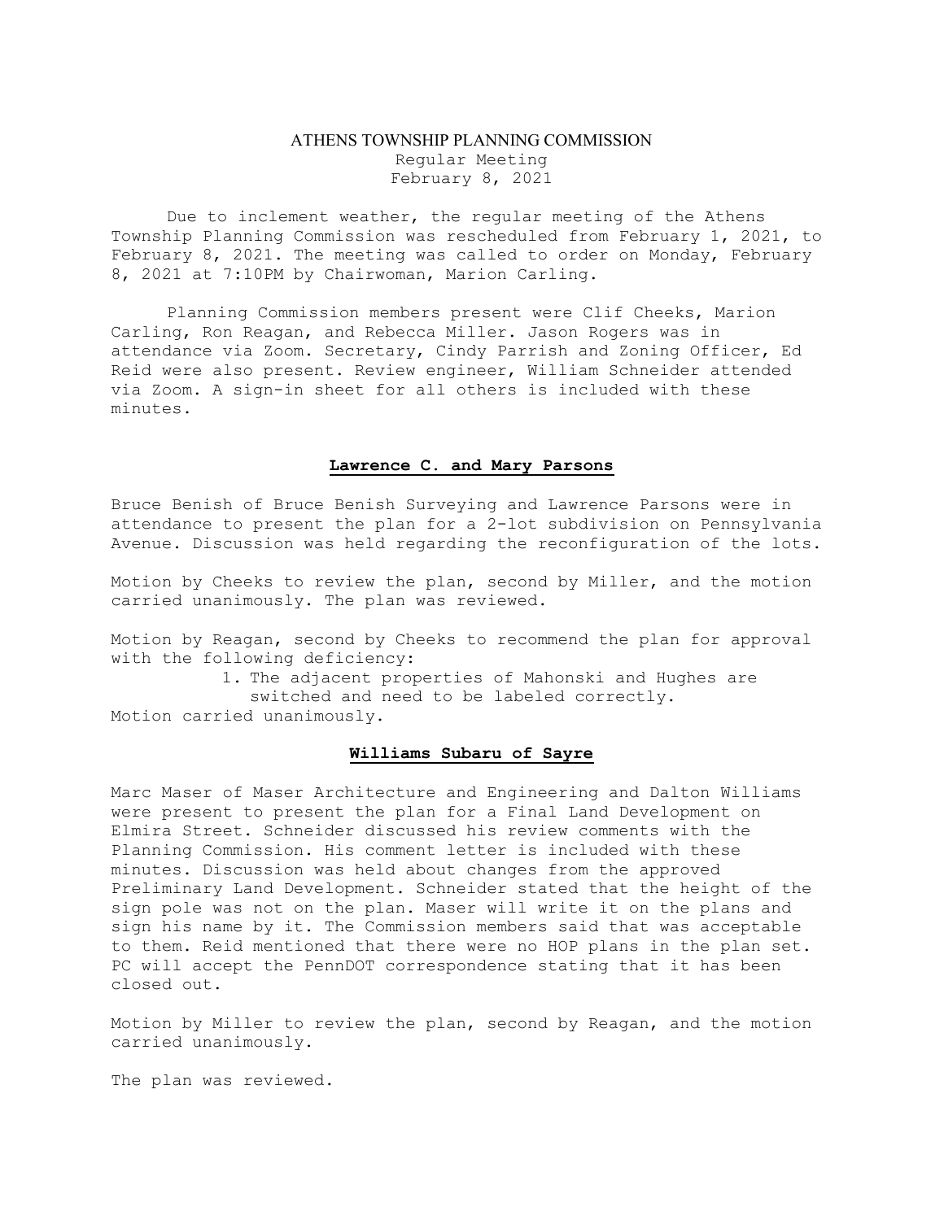# ATHENS TOWNSHIP PLANNING COMMISSION

Regular Meeting
February 8, 2021

Due to inclement weather, the regular meeting of the Athens Township Planning Commission was rescheduled from February 1, 2021, to February 8, 2021. The meeting was called to order on Monday, February 8, 2021 at 7:10PM by Chairwoman, Marion Carling.

Planning Commission members present were Clif Cheeks, Marion Carling, Ron Reagan, and Rebecca Miller. Jason Rogers was in attendance via Zoom. Secretary, Cindy Parrish and Zoning Officer, Ed Reid were also present. Review engineer, William Schneider attended via Zoom. A sign-in sheet for all others is included with these minutes.

## Lawrence C. and Mary Parsons

Bruce Benish of Bruce Benish Surveying and Lawrence Parsons were in attendance to present the plan for a 2-lot subdivision on Pennsylvania Avenue. Discussion was held regarding the reconfiguration of the lots.

Motion by Cheeks to review the plan, second by Miller, and the motion carried unanimously. The plan was reviewed.

Motion by Reagan, second by Cheeks to recommend the plan for approval with the following deficiency:

1. The adjacent properties of Mahonski and Hughes are switched and need to be labeled correctly.

Motion carried unanimously.

## Williams Subaru of Sayre

Marc Maser of Maser Architecture and Engineering and Dalton Williams were present to present the plan for a Final Land Development on Elmira Street. Schneider discussed his review comments with the Planning Commission. His comment letter is included with these minutes. Discussion was held about changes from the approved Preliminary Land Development. Schneider stated that the height of the sign pole was not on the plan. Maser will write it on the plans and sign his name by it. The Commission members said that was acceptable to them. Reid mentioned that there were no HOP plans in the plan set. PC will accept the PennDOT correspondence stating that it has been closed out.

Motion by Miller to review the plan, second by Reagan, and the motion carried unanimously.

The plan was reviewed.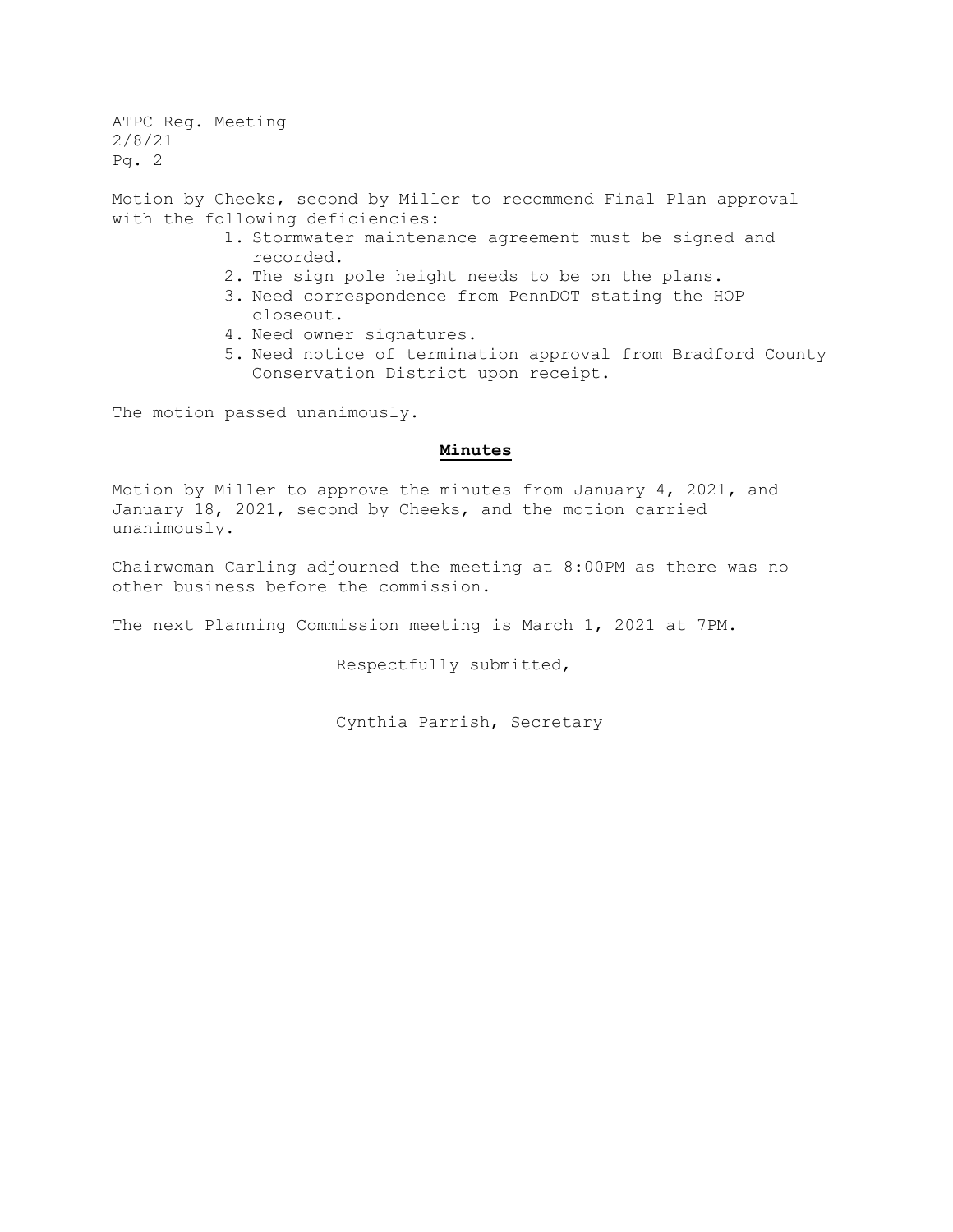Motion by Cheeks, second by Miller to recommend Final Plan approval with the following deficiencies:

1. Stormwater maintenance agreement must be signed and recorded.
2. The sign pole height needs to be on the plans.
3. Need correspondence from PennDOT stating the HOP closeout.
4. Need owner signatures.
5. Need notice of termination approval from Bradford County Conservation District upon receipt.

The motion passed unanimously.

## Minutes

Motion by Miller to approve the minutes from January 4, 2021, and January 18, 2021, second by Cheeks, and the motion carried unanimously.

Chairwoman Carling adjourned the meeting at 8:00PM as there was no other business before the commission.

The next Planning Commission meeting is March 1, 2021 at 7PM.

Respectfully submitted,

Cynthia Parrish, Secretary